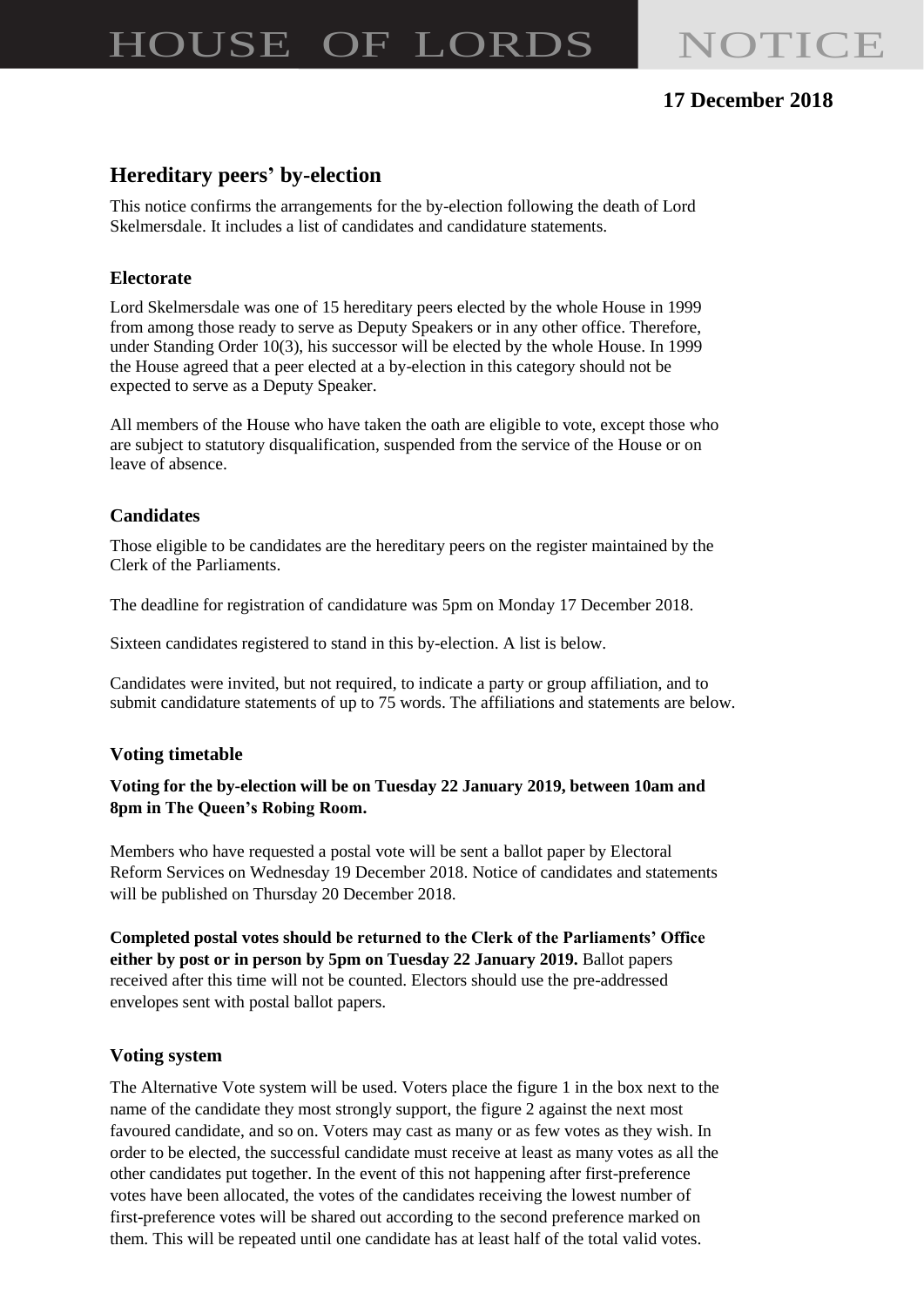# HOUSE OF LORDS NOTICE

**17 December 2018**

## Hereditary peers' by-election

This notice confirms the arrangements for the by-election following the death of Lord Skelmersdale. It includes a list of candidates and candidature statements.

### Electorate

Lord Skelmersdale was one of 15 hereditary peers elected by the whole House in 1999 from among those ready to serve as Deputy Speakers or in any other office. Therefore, under Standing Order 10(3), his successor will be elected by the whole House. In 1999 the House agreed that a peer elected at a by-election in this category should not be expected to serve as a Deputy Speaker.

All members of the House who have taken the oath are eligible to vote, except those who are subject to statutory disqualification, suspended from the service of the House or on leave of absence.

### Candidates

Those eligible to be candidates are the hereditary peers on the register maintained by the Clerk of the Parliaments.

The deadline for registration of candidature was 5pm on Monday 17 December 2018.

Sixteen candidates registered to stand in this by-election. A list is below.

Candidates were invited, but not required, to indicate a party or group affiliation, and to submit candidature statements of up to 75 words. The affiliations and statements are below.

### Voting timetable

**Voting for the by-election will be on Tuesday 22 January 2019, between 10am and 8pm in The Queen's Robing Room.**

Members who have requested a postal vote will be sent a ballot paper by Electoral Reform Services on Wednesday 19 December 2018. Notice of candidates and statements will be published on Thursday 20 December 2018.

**Completed postal votes should be returned to the Clerk of the Parliaments' Office either by post or in person by 5pm on Tuesday 22 January 2019.** Ballot papers received after this time will not be counted. Electors should use the pre-addressed envelopes sent with postal ballot papers.

### Voting system

The Alternative Vote system will be used. Voters place the figure 1 in the box next to the name of the candidate they most strongly support, the figure 2 against the next most favoured candidate, and so on. Voters may cast as many or as few votes as they wish. In order to be elected, the successful candidate must receive at least as many votes as all the other candidates put together. In the event of this not happening after first-preference votes have been allocated, the votes of the candidates receiving the lowest number of first-preference votes will be shared out according to the second preference marked on them. This will be repeated until one candidate has at least half of the total valid votes.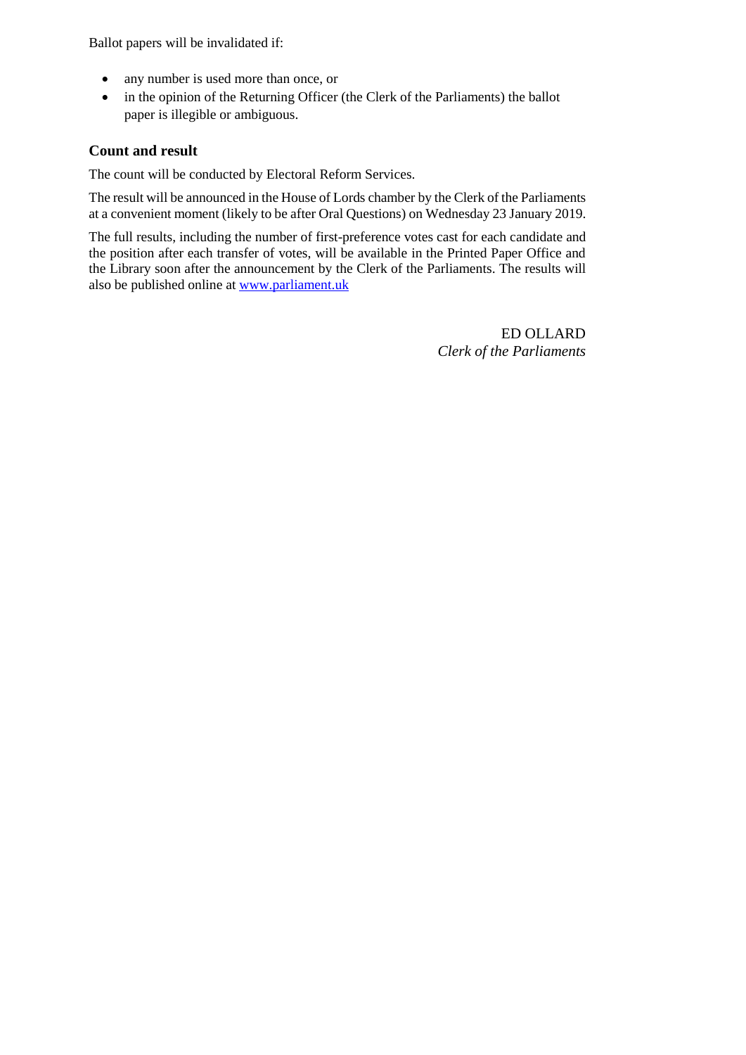Ballot papers will be invalidated if:

- any number is used more than once, or
- in the opinion of the Returning Officer (the Clerk of the Parliaments) the ballot paper is illegible or ambiguous.

## Count and result

The count will be conducted by Electoral Reform Services.

The result will be announced in the House of Lords chamber by the Clerk of the Parliaments at a convenient moment (likely to be after Oral Questions) on Wednesday 23 January 2019.

The full results, including the number of first-preference votes cast for each candidate and the position after each transfer of votes, will be available in the Printed Paper Office and the Library soon after the announcement by the Clerk of the Parliaments. The results will also be published online at www.parliament.uk

ED OLLARD
*Clerk of the Parliaments*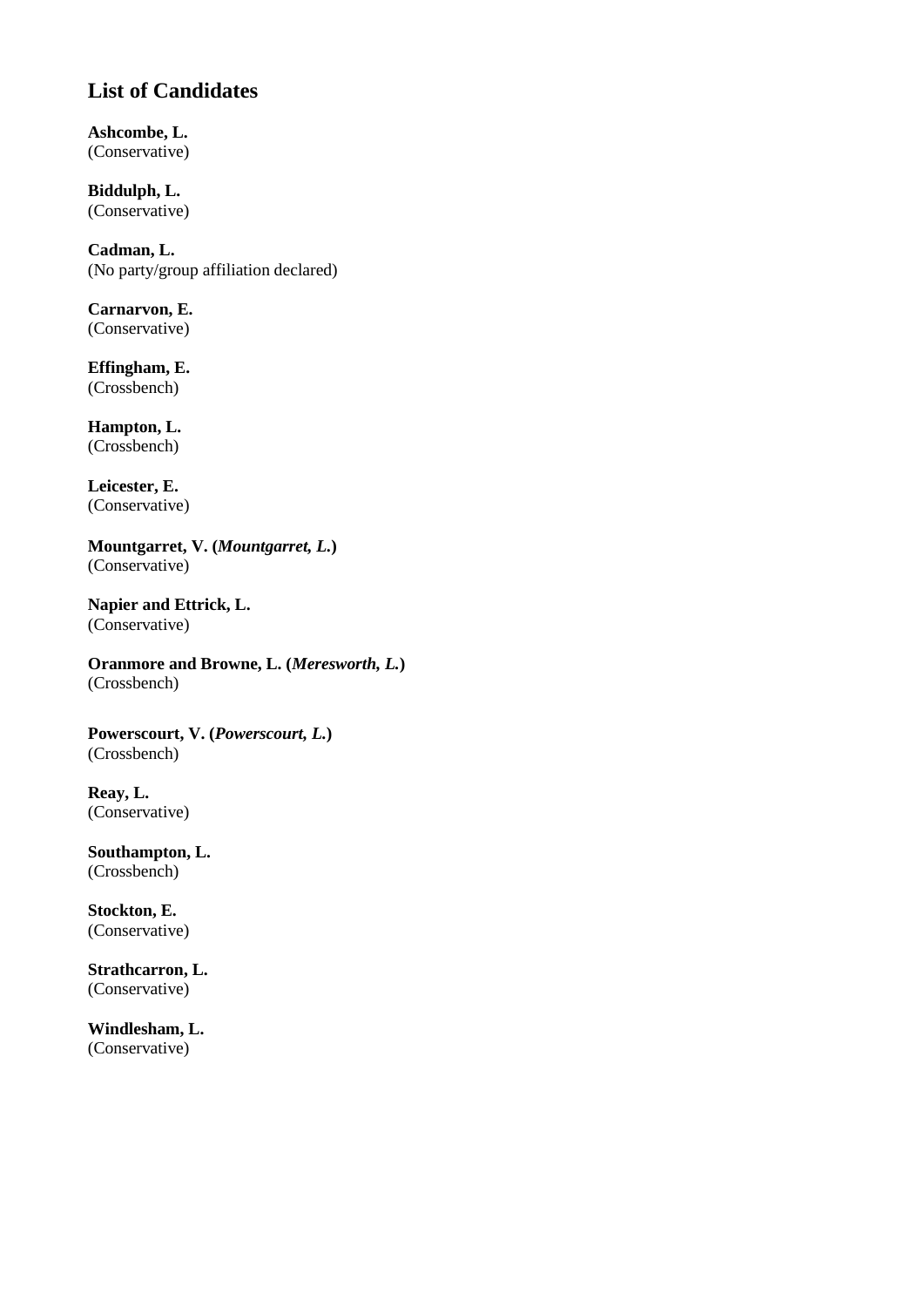## List of Candidates

**Ashcombe, L.**
(Conservative)

**Biddulph, L.**
(Conservative)

**Cadman, L.**
(No party/group affiliation declared)

**Carnarvon, E.**
(Conservative)

**Effingham, E.**
(Crossbench)

**Hampton, L.**
(Crossbench)

**Leicester, E.**
(Conservative)

**Mountgarret, V. (*Mountgarret, L.*)**
(Conservative)

**Napier and Ettrick, L.**
(Conservative)

**Oranmore and Browne, L. (*Meresworth, L.*)**
(Crossbench)

**Powerscourt, V. (*Powerscourt, L.*)**
(Crossbench)

**Reay, L.**
(Conservative)

**Southampton, L.**
(Crossbench)

**Stockton, E.**
(Conservative)

**Strathcarron, L.**
(Conservative)

**Windlesham, L.**
(Conservative)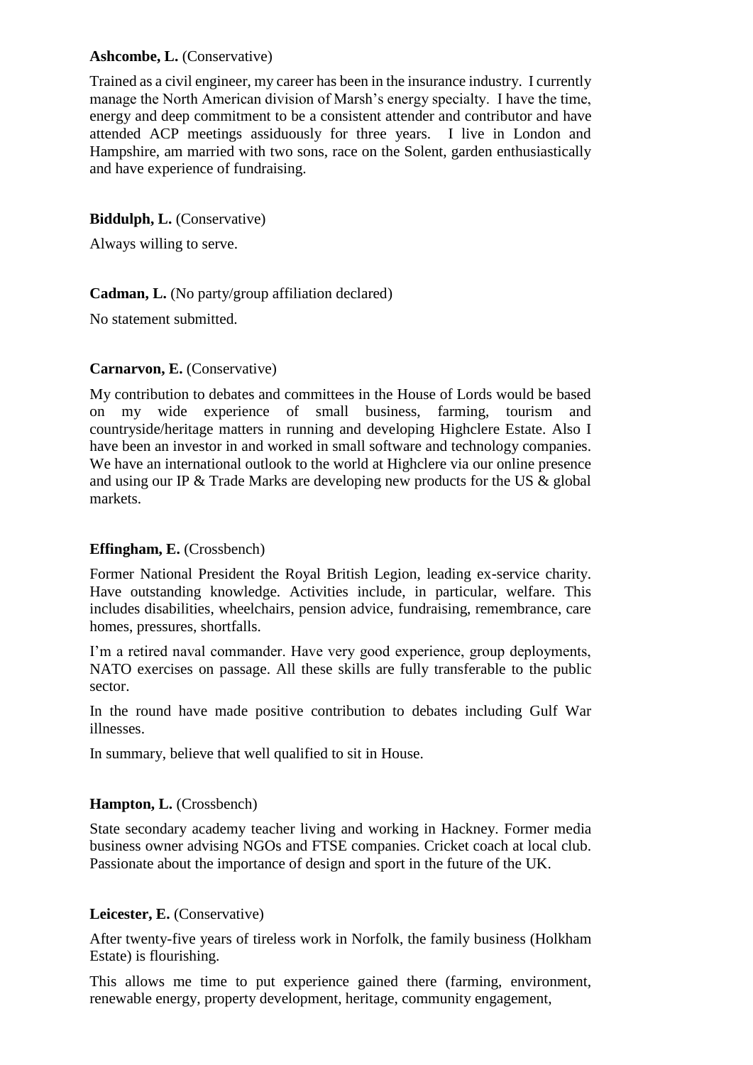**Ashcombe, L.** (Conservative)

Trained as a civil engineer, my career has been in the insurance industry. I currently manage the North American division of Marsh's energy specialty. I have the time, energy and deep commitment to be a consistent attender and contributor and have attended ACP meetings assiduously for three years. I live in London and Hampshire, am married with two sons, race on the Solent, garden enthusiastically and have experience of fundraising.

**Biddulph, L.** (Conservative)

Always willing to serve.

**Cadman, L.** (No party/group affiliation declared)

No statement submitted.

**Carnarvon, E.** (Conservative)

My contribution to debates and committees in the House of Lords would be based on my wide experience of small business, farming, tourism and countryside/heritage matters in running and developing Highclere Estate. Also I have been an investor in and worked in small software and technology companies. We have an international outlook to the world at Highclere via our online presence and using our IP & Trade Marks are developing new products for the US & global markets.

**Effingham, E.** (Crossbench)

Former National President the Royal British Legion, leading ex-service charity. Have outstanding knowledge. Activities include, in particular, welfare. This includes disabilities, wheelchairs, pension advice, fundraising, remembrance, care homes, pressures, shortfalls.

I'm a retired naval commander. Have very good experience, group deployments, NATO exercises on passage. All these skills are fully transferable to the public sector.

In the round have made positive contribution to debates including Gulf War illnesses.

In summary, believe that well qualified to sit in House.

**Hampton, L.** (Crossbench)

State secondary academy teacher living and working in Hackney. Former media business owner advising NGOs and FTSE companies. Cricket coach at local club. Passionate about the importance of design and sport in the future of the UK.

**Leicester, E.** (Conservative)

After twenty-five years of tireless work in Norfolk, the family business (Holkham Estate) is flourishing.

This allows me time to put experience gained there (farming, environment, renewable energy, property development, heritage, community engagement,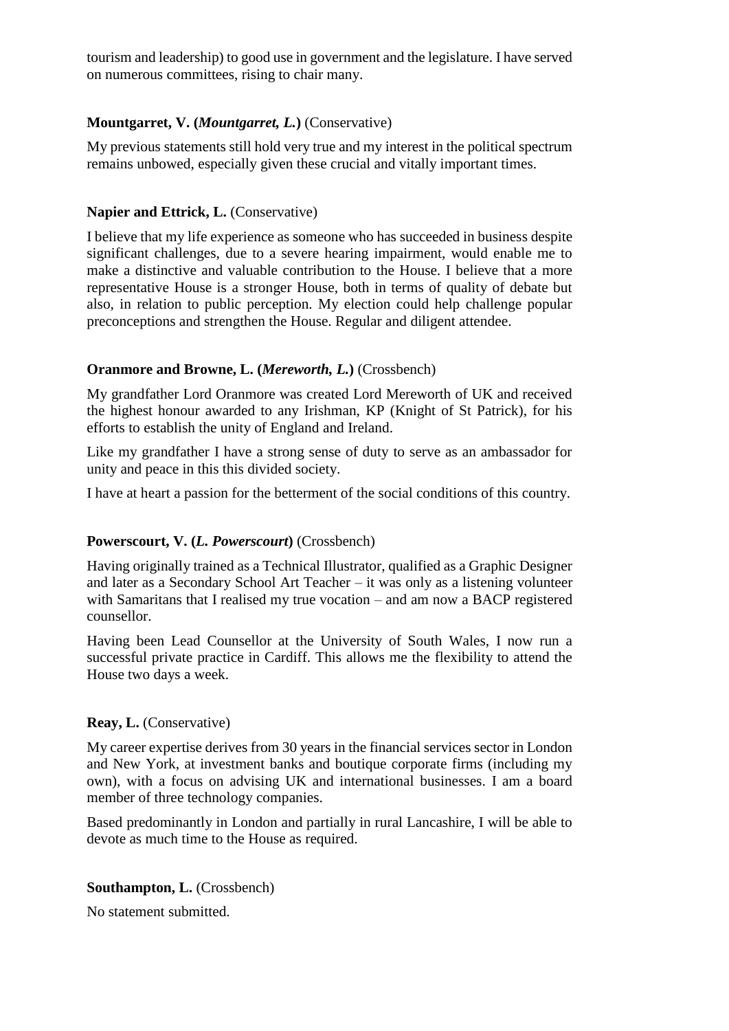tourism and leadership) to good use in government and the legislature. I have served on numerous committees, rising to chair many.

**Mountgarret, V. (*Mountgarret, L.*)** (Conservative)

My previous statements still hold very true and my interest in the political spectrum remains unbowed, especially given these crucial and vitally important times.

**Napier and Ettrick, L.** (Conservative)

I believe that my life experience as someone who has succeeded in business despite significant challenges, due to a severe hearing impairment, would enable me to make a distinctive and valuable contribution to the House. I believe that a more representative House is a stronger House, both in terms of quality of debate but also, in relation to public perception. My election could help challenge popular preconceptions and strengthen the House. Regular and diligent attendee.

**Oranmore and Browne, L. (*Mereworth, L.*)** (Crossbench)

My grandfather Lord Oranmore was created Lord Mereworth of UK and received the highest honour awarded to any Irishman, KP (Knight of St Patrick), for his efforts to establish the unity of England and Ireland.

Like my grandfather I have a strong sense of duty to serve as an ambassador for unity and peace in this this divided society.

I have at heart a passion for the betterment of the social conditions of this country.

**Powerscourt, V. (*L. Powerscourt*)** (Crossbench)

Having originally trained as a Technical Illustrator, qualified as a Graphic Designer and later as a Secondary School Art Teacher – it was only as a listening volunteer with Samaritans that I realised my true vocation – and am now a BACP registered counsellor.

Having been Lead Counsellor at the University of South Wales, I now run a successful private practice in Cardiff. This allows me the flexibility to attend the House two days a week.

**Reay, L.** (Conservative)

My career expertise derives from 30 years in the financial services sector in London and New York, at investment banks and boutique corporate firms (including my own), with a focus on advising UK and international businesses. I am a board member of three technology companies.

Based predominantly in London and partially in rural Lancashire, I will be able to devote as much time to the House as required.

**Southampton, L.** (Crossbench)

No statement submitted.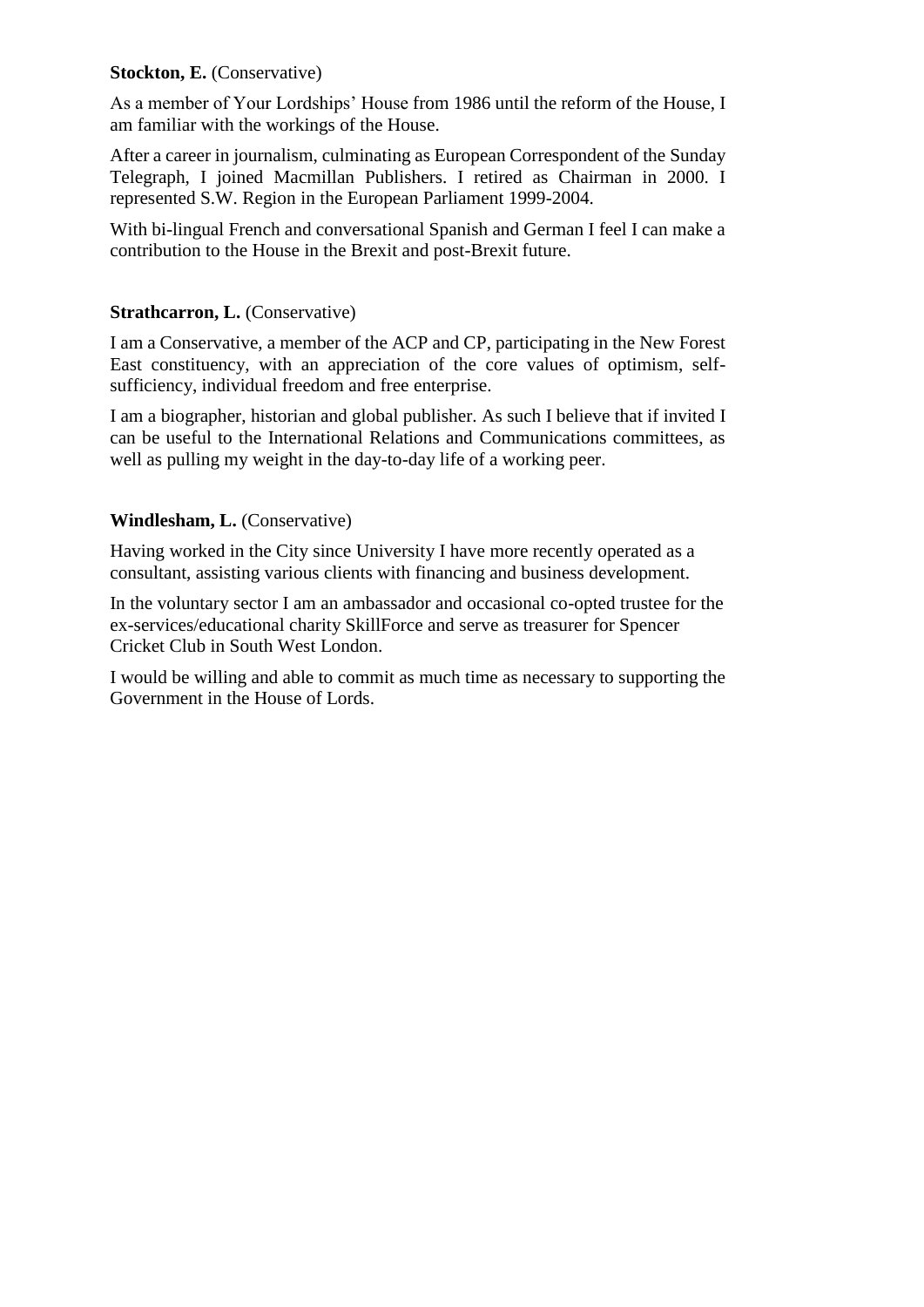**Stockton, E.** (Conservative)

As a member of Your Lordships' House from 1986 until the reform of the House, I am familiar with the workings of the House.

After a career in journalism, culminating as European Correspondent of the Sunday Telegraph, I joined Macmillan Publishers. I retired as Chairman in 2000. I represented S.W. Region in the European Parliament 1999-2004.

With bi-lingual French and conversational Spanish and German I feel I can make a contribution to the House in the Brexit and post-Brexit future.

**Strathcarron, L.** (Conservative)

I am a Conservative, a member of the ACP and CP, participating in the New Forest East constituency, with an appreciation of the core values of optimism, self-sufficiency, individual freedom and free enterprise.

I am a biographer, historian and global publisher. As such I believe that if invited I can be useful to the International Relations and Communications committees, as well as pulling my weight in the day-to-day life of a working peer.

**Windlesham, L.** (Conservative)

Having worked in the City since University I have more recently operated as a consultant, assisting various clients with financing and business development.

In the voluntary sector I am an ambassador and occasional co-opted trustee for the ex-services/educational charity SkillForce and serve as treasurer for Spencer Cricket Club in South West London.

I would be willing and able to commit as much time as necessary to supporting the Government in the House of Lords.